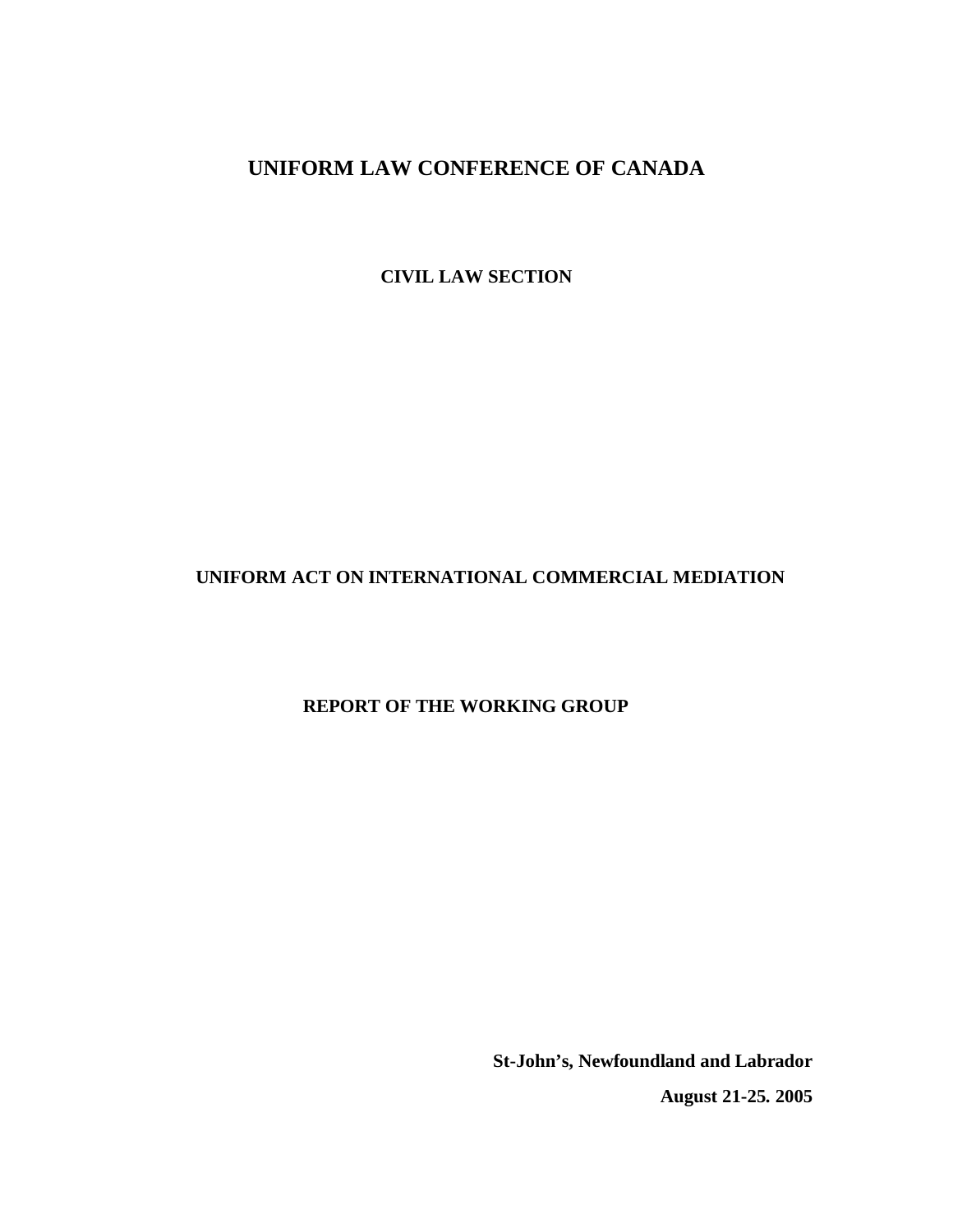# UNIFORM LAW CONFERENCE OF CANADA

## CIVIL LAW SECTION

## UNIFORM ACT ON INTERNATIONAL COMMERCIAL MEDIATION

## REPORT OF THE WORKING GROUP

**St-John's, Newfoundland and Labrador**

**August 21-25. 2005**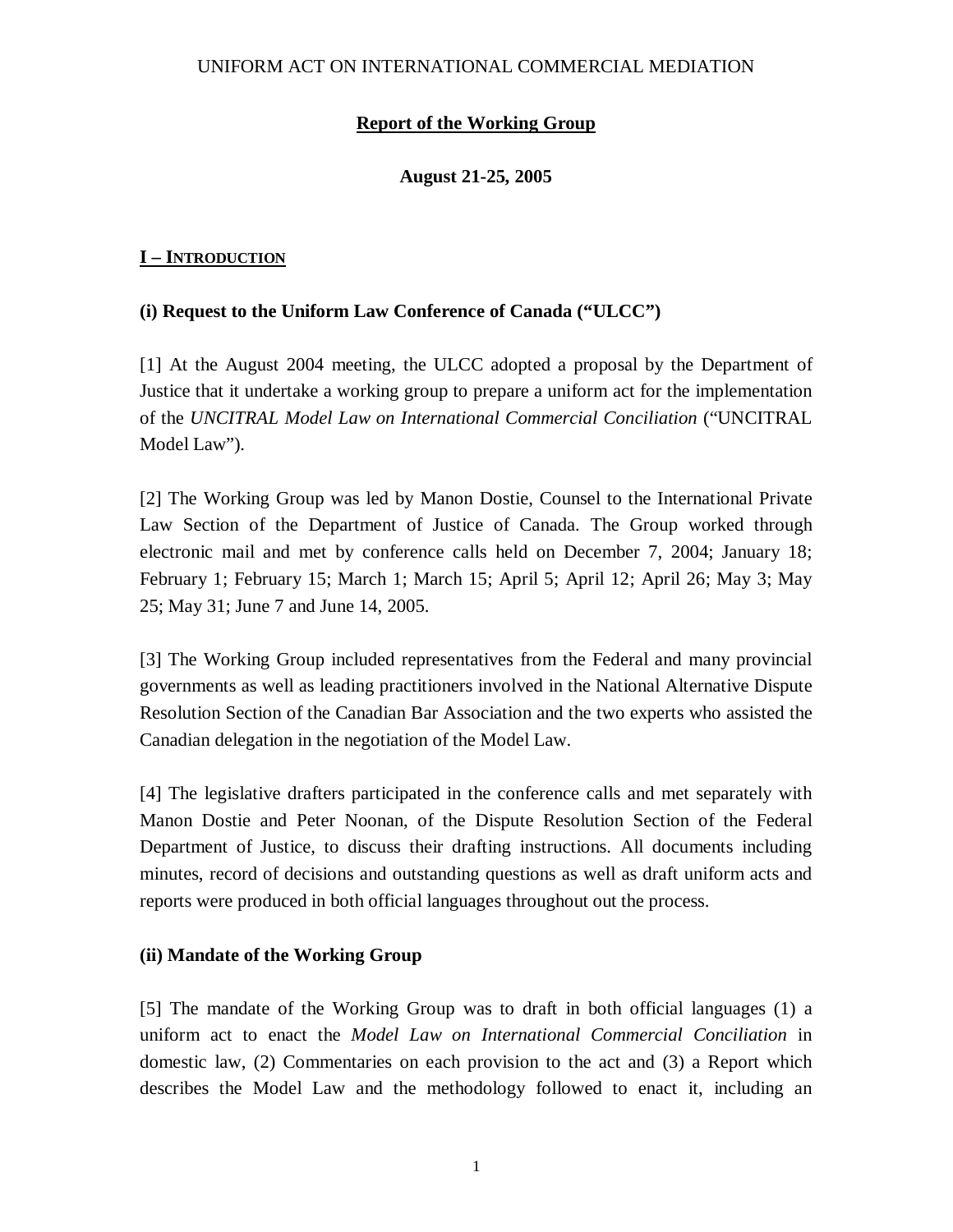UNIFORM ACT ON INTERNATIONAL COMMERCIAL MEDIATION

**Report of the Working Group**

**August 21-25, 2005**

## I – INTRODUCTION

### (i) Request to the Uniform Law Conference of Canada ("ULCC")

[1] At the August 2004 meeting, the ULCC adopted a proposal by the Department of Justice that it undertake a working group to prepare a uniform act for the implementation of the *UNCITRAL Model Law on International Commercial Conciliation* ("UNCITRAL Model Law").

[2] The Working Group was led by Manon Dostie, Counsel to the International Private Law Section of the Department of Justice of Canada. The Group worked through electronic mail and met by conference calls held on December 7, 2004; January 18; February 1; February 15; March 1; March 15; April 5; April 12; April 26; May 3; May 25; May 31; June 7 and June 14, 2005.

[3] The Working Group included representatives from the Federal and many provincial governments as well as leading practitioners involved in the National Alternative Dispute Resolution Section of the Canadian Bar Association and the two experts who assisted the Canadian delegation in the negotiation of the Model Law.

[4] The legislative drafters participated in the conference calls and met separately with Manon Dostie and Peter Noonan, of the Dispute Resolution Section of the Federal Department of Justice, to discuss their drafting instructions. All documents including minutes, record of decisions and outstanding questions as well as draft uniform acts and reports were produced in both official languages throughout out the process.

### (ii) Mandate of the Working Group

[5] The mandate of the Working Group was to draft in both official languages (1) a uniform act to enact the *Model Law on International Commercial Conciliation* in domestic law, (2) Commentaries on each provision to the act and (3) a Report which describes the Model Law and the methodology followed to enact it, including an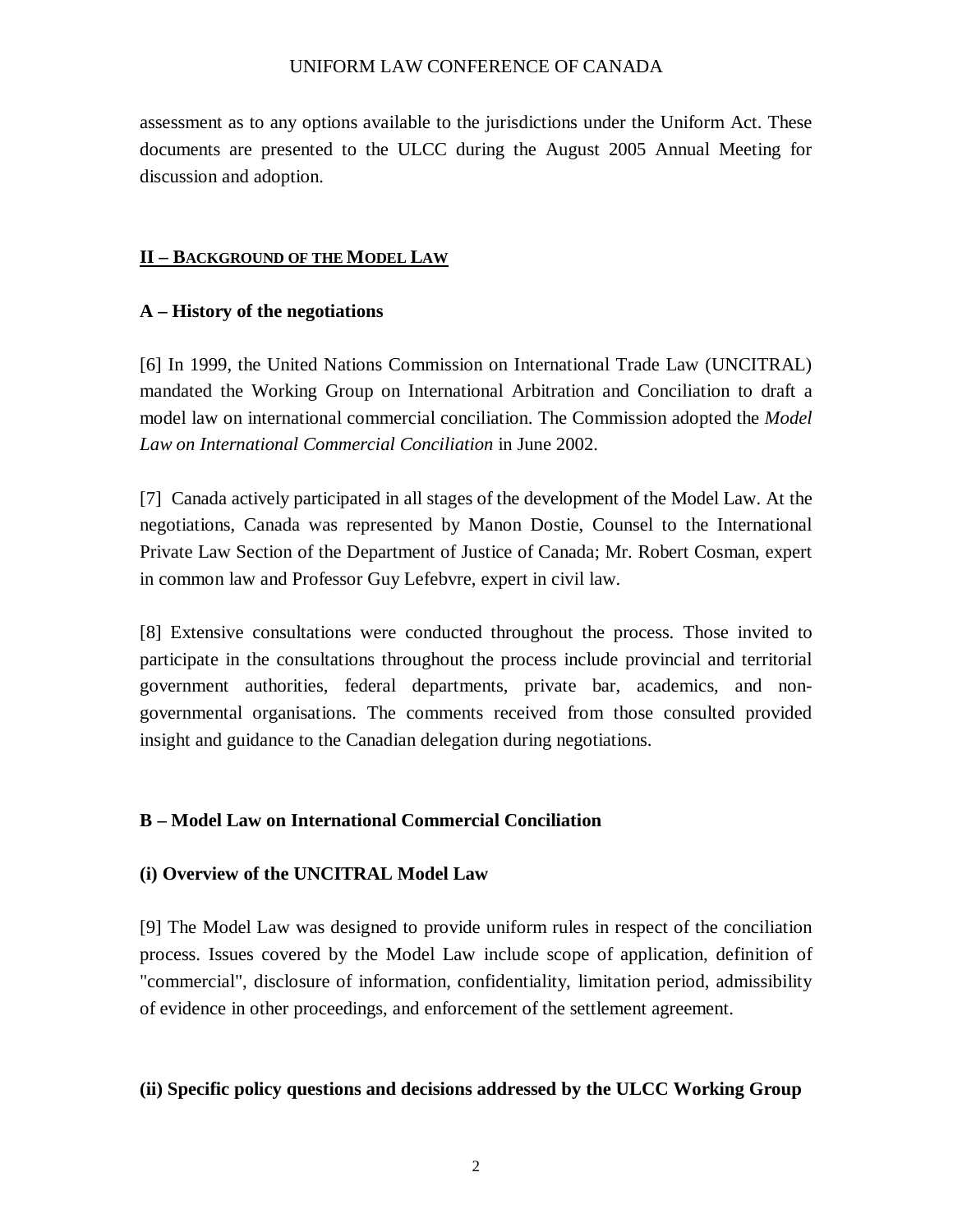assessment as to any options available to the jurisdictions under the Uniform Act. These documents are presented to the ULCC during the August 2005 Annual Meeting for discussion and adoption.

## II – BACKGROUND OF THE MODEL LAW

### A – History of the negotiations

[6] In 1999, the United Nations Commission on International Trade Law (UNCITRAL) mandated the Working Group on International Arbitration and Conciliation to draft a model law on international commercial conciliation. The Commission adopted the *Model Law on International Commercial Conciliation* in June 2002.

[7] Canada actively participated in all stages of the development of the Model Law. At the negotiations, Canada was represented by Manon Dostie, Counsel to the International Private Law Section of the Department of Justice of Canada; Mr. Robert Cosman, expert in common law and Professor Guy Lefebvre, expert in civil law.

[8] Extensive consultations were conducted throughout the process. Those invited to participate in the consultations throughout the process include provincial and territorial government authorities, federal departments, private bar, academics, and non-governmental organisations. The comments received from those consulted provided insight and guidance to the Canadian delegation during negotiations.

### B – Model Law on International Commercial Conciliation

#### (i) Overview of the UNCITRAL Model Law

[9] The Model Law was designed to provide uniform rules in respect of the conciliation process. Issues covered by the Model Law include scope of application, definition of "commercial", disclosure of information, confidentiality, limitation period, admissibility of evidence in other proceedings, and enforcement of the settlement agreement.

#### (ii) Specific policy questions and decisions addressed by the ULCC Working Group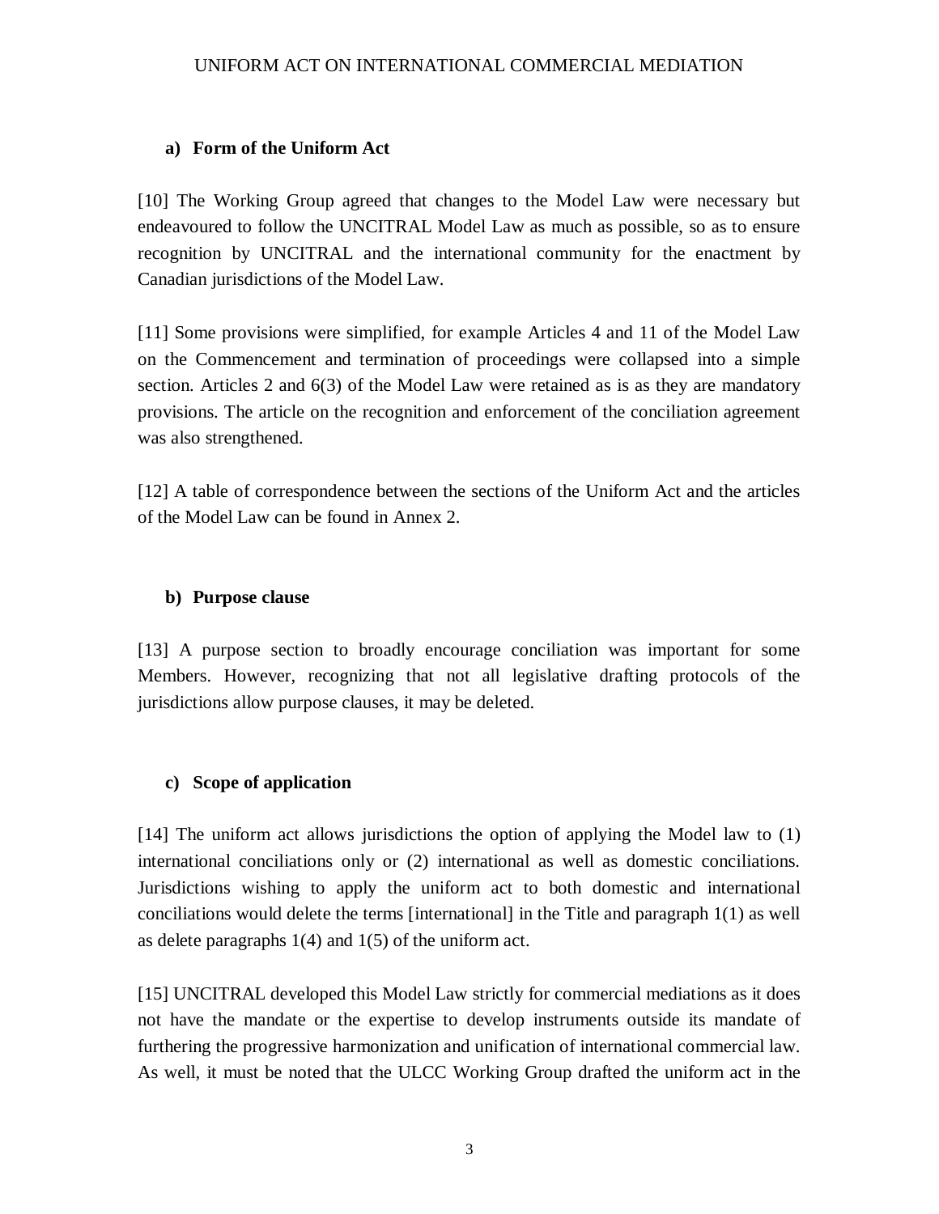### a) Form of the Uniform Act

[10] The Working Group agreed that changes to the Model Law were necessary but endeavoured to follow the UNCITRAL Model Law as much as possible, so as to ensure recognition by UNCITRAL and the international community for the enactment by Canadian jurisdictions of the Model Law.

[11] Some provisions were simplified, for example Articles 4 and 11 of the Model Law on the Commencement and termination of proceedings were collapsed into a simple section. Articles 2 and 6(3) of the Model Law were retained as is as they are mandatory provisions. The article on the recognition and enforcement of the conciliation agreement was also strengthened.

[12] A table of correspondence between the sections of the Uniform Act and the articles of the Model Law can be found in Annex 2.

### b) Purpose clause

[13] A purpose section to broadly encourage conciliation was important for some Members. However, recognizing that not all legislative drafting protocols of the jurisdictions allow purpose clauses, it may be deleted.

### c) Scope of application

[14] The uniform act allows jurisdictions the option of applying the Model law to (1) international conciliations only or (2) international as well as domestic conciliations. Jurisdictions wishing to apply the uniform act to both domestic and international conciliations would delete the terms [international] in the Title and paragraph 1(1) as well as delete paragraphs 1(4) and 1(5) of the uniform act.

[15] UNCITRAL developed this Model Law strictly for commercial mediations as it does not have the mandate or the expertise to develop instruments outside its mandate of furthering the progressive harmonization and unification of international commercial law. As well, it must be noted that the ULCC Working Group drafted the uniform act in the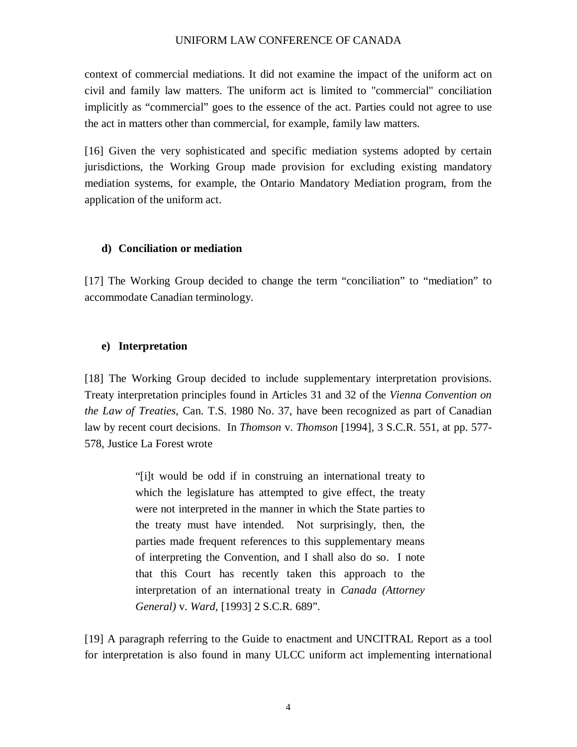context of commercial mediations. It did not examine the impact of the uniform act on civil and family law matters. The uniform act is limited to "commercial" conciliation implicitly as "commercial" goes to the essence of the act. Parties could not agree to use the act in matters other than commercial, for example, family law matters.

[16] Given the very sophisticated and specific mediation systems adopted by certain jurisdictions, the Working Group made provision for excluding existing mandatory mediation systems, for example, the Ontario Mandatory Mediation program, from the application of the uniform act.

### d) Conciliation or mediation

[17] The Working Group decided to change the term "conciliation" to "mediation" to accommodate Canadian terminology.

### e) Interpretation

[18] The Working Group decided to include supplementary interpretation provisions. Treaty interpretation principles found in Articles 31 and 32 of the *Vienna Convention on the Law of Treaties*, Can. T.S. 1980 No. 37, have been recognized as part of Canadian law by recent court decisions. In *Thomson* v. *Thomson* [1994], 3 S.C.R. 551, at pp. 577-578, Justice La Forest wrote

> "[i]t would be odd if in construing an international treaty to which the legislature has attempted to give effect, the treaty were not interpreted in the manner in which the State parties to the treaty must have intended. Not surprisingly, then, the parties made frequent references to this supplementary means of interpreting the Convention, and I shall also do so. I note that this Court has recently taken this approach to the interpretation of an international treaty in *Canada (Attorney General)* v. *Ward*, [1993] 2 S.C.R. 689".

[19] A paragraph referring to the Guide to enactment and UNCITRAL Report as a tool for interpretation is also found in many ULCC uniform act implementing international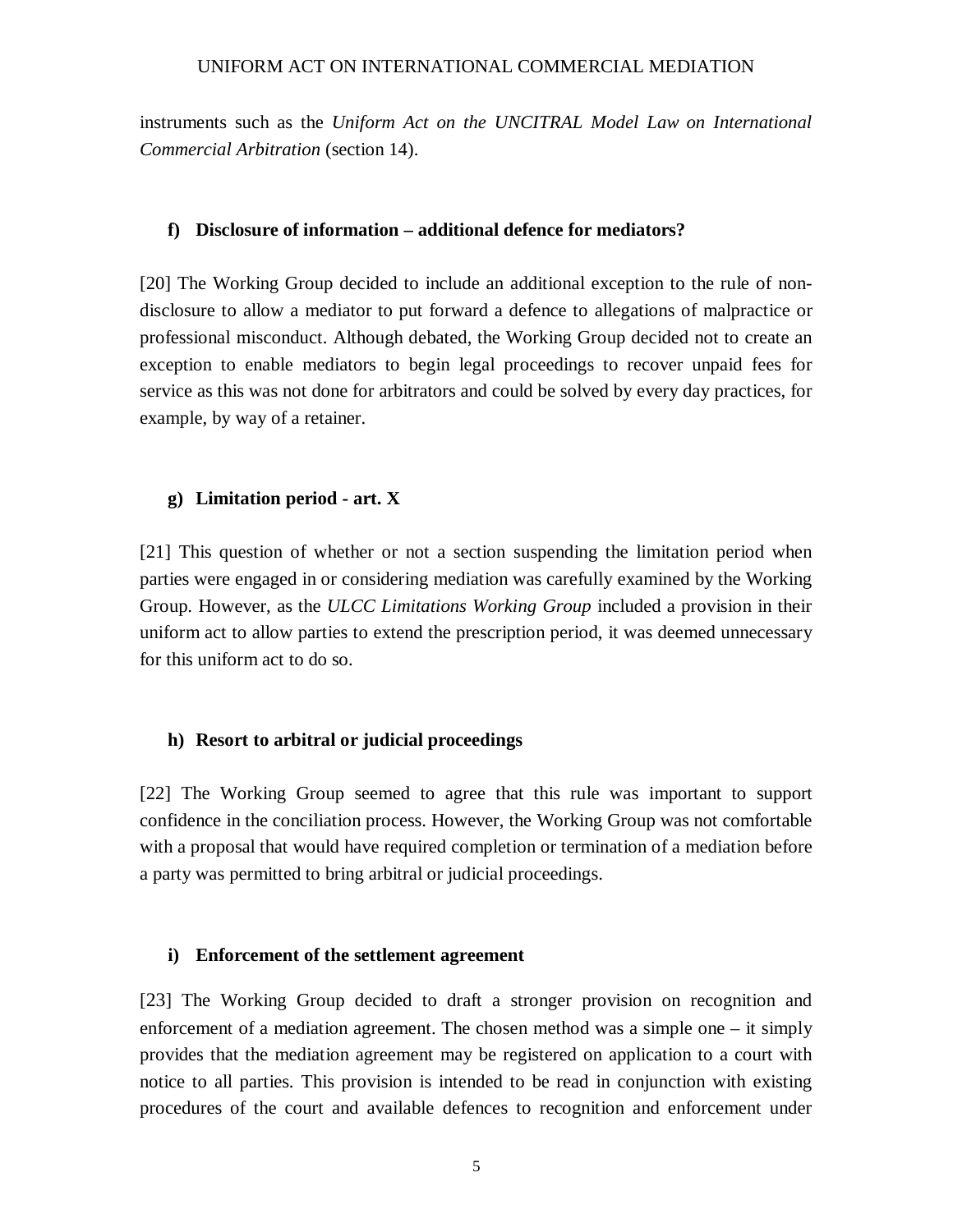instruments such as the *Uniform Act on the UNCITRAL Model Law on International Commercial Arbitration* (section 14).

### f) Disclosure of information – additional defence for mediators?

[20] The Working Group decided to include an additional exception to the rule of non-disclosure to allow a mediator to put forward a defence to allegations of malpractice or professional misconduct. Although debated, the Working Group decided not to create an exception to enable mediators to begin legal proceedings to recover unpaid fees for service as this was not done for arbitrators and could be solved by every day practices, for example, by way of a retainer.

### g) Limitation period - art. X

[21] This question of whether or not a section suspending the limitation period when parties were engaged in or considering mediation was carefully examined by the Working Group. However, as the *ULCC Limitations Working Group* included a provision in their uniform act to allow parties to extend the prescription period, it was deemed unnecessary for this uniform act to do so.

### h) Resort to arbitral or judicial proceedings

[22] The Working Group seemed to agree that this rule was important to support confidence in the conciliation process. However, the Working Group was not comfortable with a proposal that would have required completion or termination of a mediation before a party was permitted to bring arbitral or judicial proceedings.

### i) Enforcement of the settlement agreement

[23] The Working Group decided to draft a stronger provision on recognition and enforcement of a mediation agreement. The chosen method was a simple one – it simply provides that the mediation agreement may be registered on application to a court with notice to all parties. This provision is intended to be read in conjunction with existing procedures of the court and available defences to recognition and enforcement under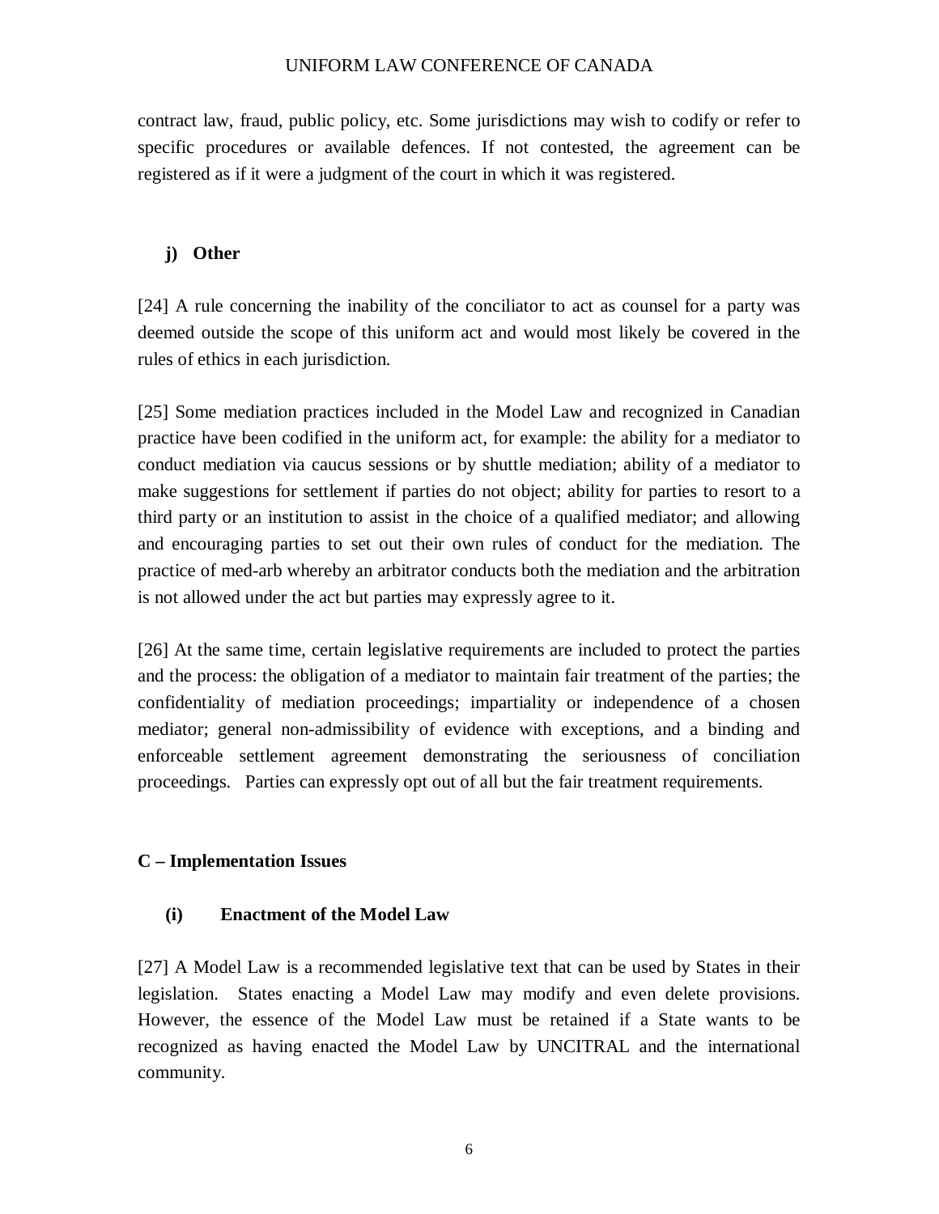contract law, fraud, public policy, etc. Some jurisdictions may wish to codify or refer to specific procedures or available defences. If not contested, the agreement can be registered as if it were a judgment of the court in which it was registered.

### j) Other

[24] A rule concerning the inability of the conciliator to act as counsel for a party was deemed outside the scope of this uniform act and would most likely be covered in the rules of ethics in each jurisdiction.

[25] Some mediation practices included in the Model Law and recognized in Canadian practice have been codified in the uniform act, for example: the ability for a mediator to conduct mediation via caucus sessions or by shuttle mediation; ability of a mediator to make suggestions for settlement if parties do not object; ability for parties to resort to a third party or an institution to assist in the choice of a qualified mediator; and allowing and encouraging parties to set out their own rules of conduct for the mediation. The practice of med-arb whereby an arbitrator conducts both the mediation and the arbitration is not allowed under the act but parties may expressly agree to it.

[26] At the same time, certain legislative requirements are included to protect the parties and the process: the obligation of a mediator to maintain fair treatment of the parties; the confidentiality of mediation proceedings; impartiality or independence of a chosen mediator; general non-admissibility of evidence with exceptions, and a binding and enforceable settlement agreement demonstrating the seriousness of conciliation proceedings. Parties can expressly opt out of all but the fair treatment requirements.

## C – Implementation Issues

### (i) Enactment of the Model Law

[27] A Model Law is a recommended legislative text that can be used by States in their legislation. States enacting a Model Law may modify and even delete provisions. However, the essence of the Model Law must be retained if a State wants to be recognized as having enacted the Model Law by UNCITRAL and the international community.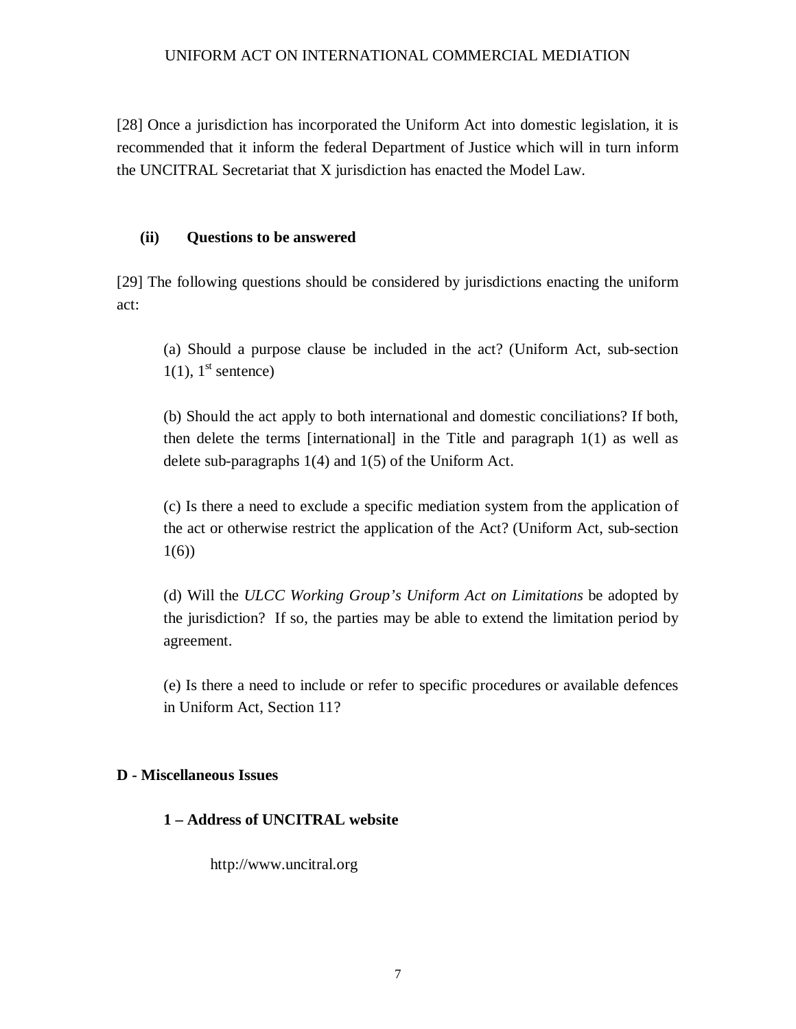[28] Once a jurisdiction has incorporated the Uniform Act into domestic legislation, it is recommended that it inform the federal Department of Justice which will in turn inform the UNCITRAL Secretariat that X jurisdiction has enacted the Model Law.

### (ii) Questions to be answered

[29] The following questions should be considered by jurisdictions enacting the uniform act:

(a) Should a purpose clause be included in the act? (Uniform Act, sub-section 1(1), 1st sentence)

(b) Should the act apply to both international and domestic conciliations? If both, then delete the terms [international] in the Title and paragraph 1(1) as well as delete sub-paragraphs 1(4) and 1(5) of the Uniform Act.

(c) Is there a need to exclude a specific mediation system from the application of the act or otherwise restrict the application of the Act? (Uniform Act, sub-section 1(6))

(d) Will the *ULCC Working Group's Uniform Act on Limitations* be adopted by the jurisdiction? If so, the parties may be able to extend the limitation period by agreement.

(e) Is there a need to include or refer to specific procedures or available defences in Uniform Act, Section 11?

## D - Miscellaneous Issues

### 1 – Address of UNCITRAL website

http://www.uncitral.org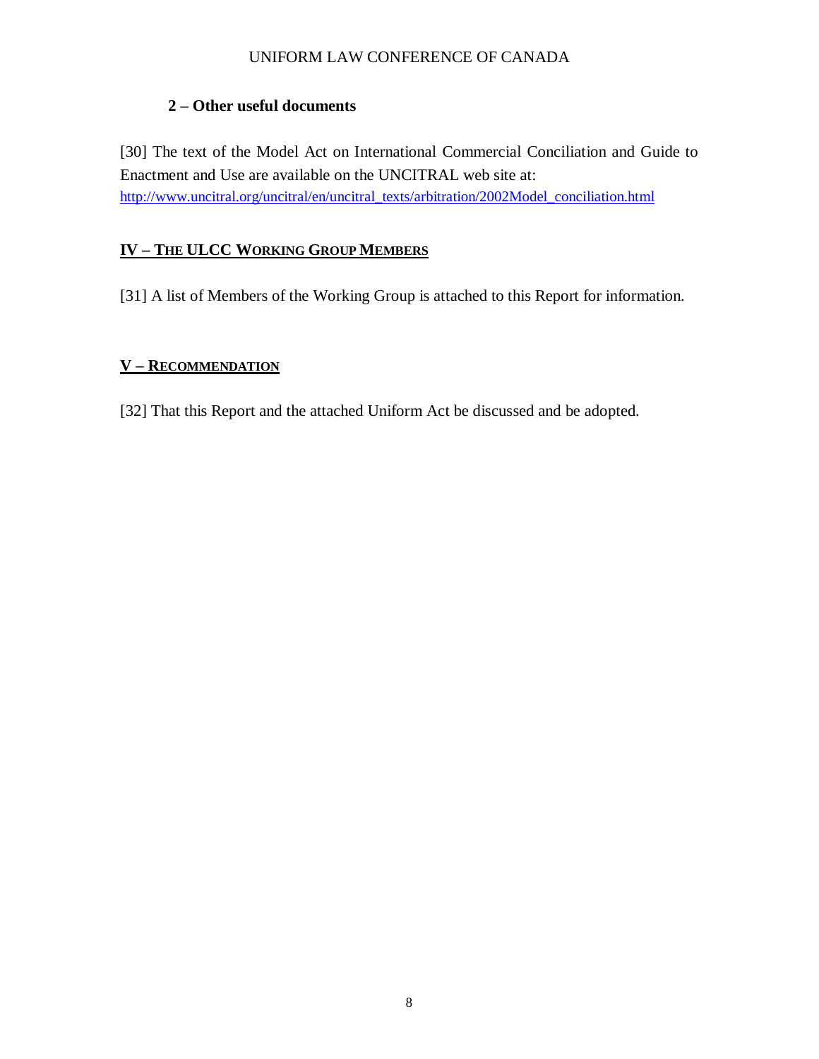### 2 – Other useful documents

[30] The text of the Model Act on International Commercial Conciliation and Guide to Enactment and Use are available on the UNCITRAL web site at: http://www.uncitral.org/uncitral/en/uncitral_texts/arbitration/2002Model_conciliation.html

## IV – THE ULCC WORKING GROUP MEMBERS

[31] A list of Members of the Working Group is attached to this Report for information.

## V – RECOMMENDATION

[32] That this Report and the attached Uniform Act be discussed and be adopted.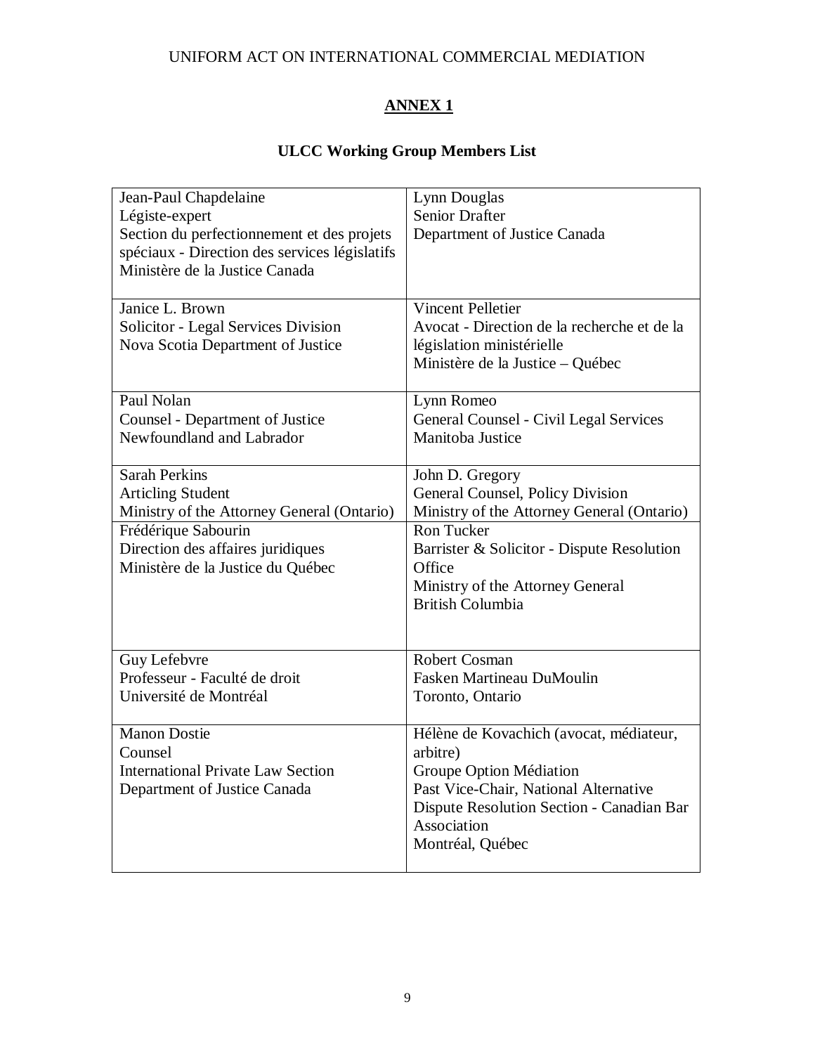## ANNEX 1

### ULCC Working Group Members List

| | |
|---|---|
| Jean-Paul Chapdelaine<br>Légiste-expert<br>Section du perfectionnement et des projets spéciaux - Direction des services législatifs<br>Ministère de la Justice Canada | Lynn Douglas<br>Senior Drafter<br>Department of Justice Canada |
| Janice L. Brown<br>Solicitor - Legal Services Division<br>Nova Scotia Department of Justice | Vincent Pelletier<br>Avocat - Direction de la recherche et de la législation ministérielle<br>Ministère de la Justice – Québec |
| Paul Nolan<br>Counsel - Department of Justice<br>Newfoundland and Labrador | Lynn Romeo<br>General Counsel - Civil Legal Services<br>Manitoba Justice |
| Sarah Perkins<br>Articling Student<br>Ministry of the Attorney General (Ontario) | John D. Gregory<br>General Counsel, Policy Division<br>Ministry of the Attorney General (Ontario) |
| Frédérique Sabourin<br>Direction des affaires juridiques<br>Ministère de la Justice du Québec | Ron Tucker<br>Barrister & Solicitor - Dispute Resolution Office<br>Ministry of the Attorney General<br>British Columbia |
| Guy Lefebvre<br>Professeur - Faculté de droit<br>Université de Montréal | Robert Cosman<br>Fasken Martineau DuMoulin<br>Toronto, Ontario |
| Manon Dostie<br>Counsel<br>International Private Law Section<br>Department of Justice Canada | Hélène de Kovachich (avocat, médiateur, arbitre)<br>Groupe Option Médiation<br>Past Vice-Chair, National Alternative Dispute Resolution Section - Canadian Bar Association<br>Montréal, Québec |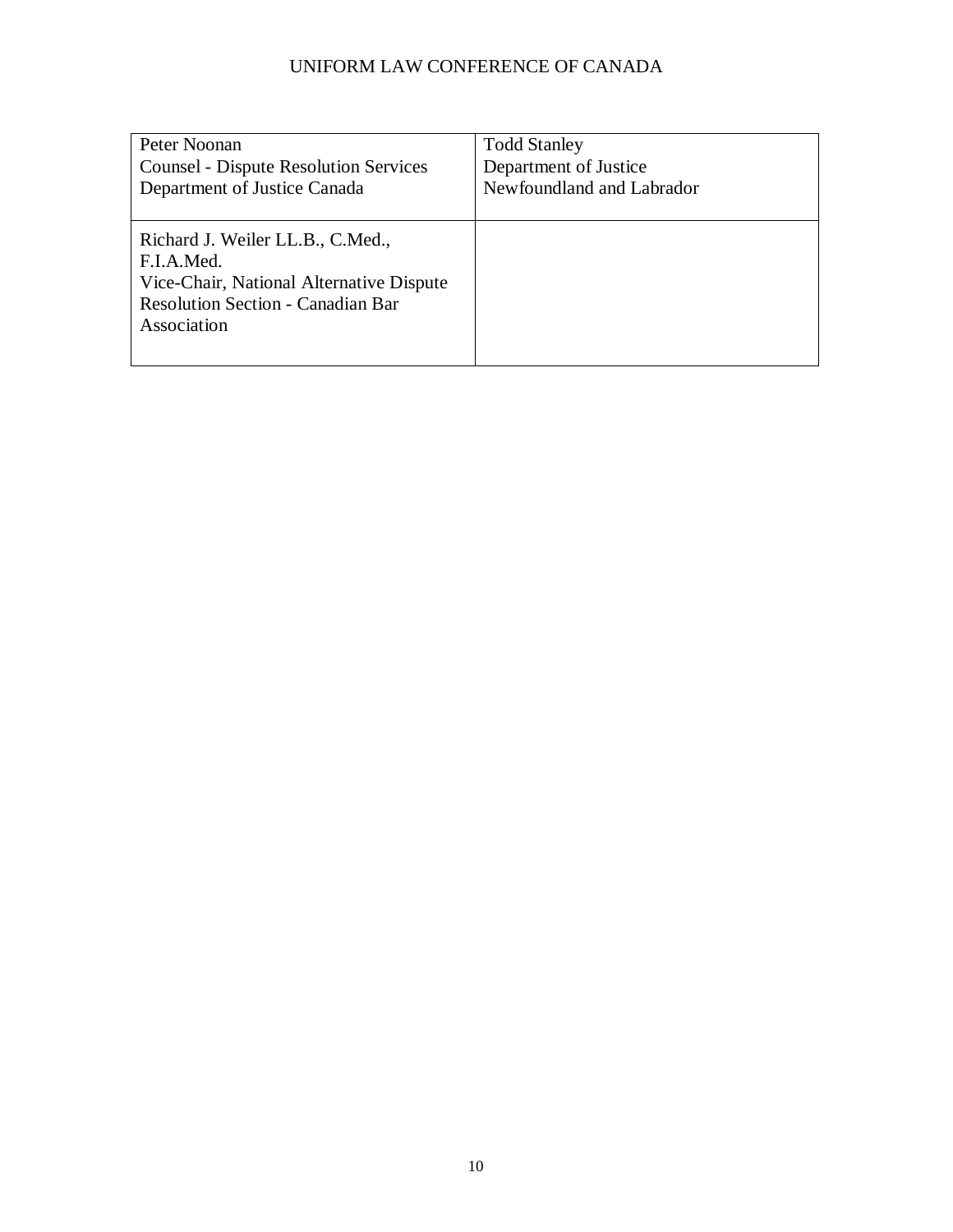| | |
|---|---|
| Peter Noonan<br>Counsel - Dispute Resolution Services<br>Department of Justice Canada | Todd Stanley<br>Department of Justice<br>Newfoundland and Labrador |
| Richard J. Weiler LL.B., C.Med., F.I.A.Med.<br>Vice-Chair, National Alternative Dispute Resolution Section - Canadian Bar Association | |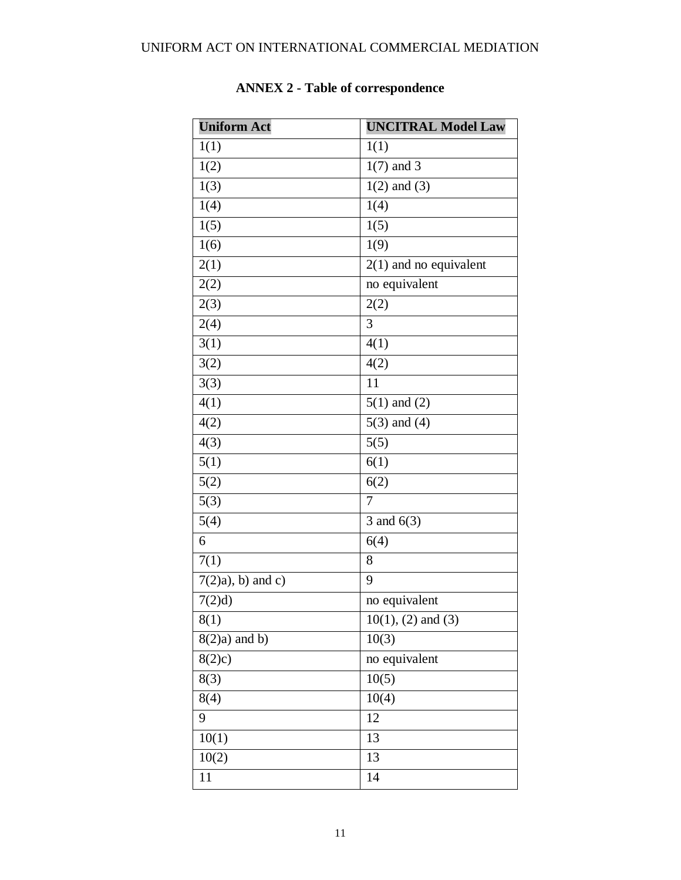## ANNEX 2 - Table of correspondence

| Uniform Act | UNCITRAL Model Law |
|---|---|
| 1(1) | 1(1) |
| 1(2) | 1(7) and 3 |
| 1(3) | 1(2) and (3) |
| 1(4) | 1(4) |
| 1(5) | 1(5) |
| 1(6) | 1(9) |
| 2(1) | 2(1) and no equivalent |
| 2(2) | no equivalent |
| 2(3) | 2(2) |
| 2(4) | 3 |
| 3(1) | 4(1) |
| 3(2) | 4(2) |
| 3(3) | 11 |
| 4(1) | 5(1) and (2) |
| 4(2) | 5(3) and (4) |
| 4(3) | 5(5) |
| 5(1) | 6(1) |
| 5(2) | 6(2) |
| 5(3) | 7 |
| 5(4) | 3 and 6(3) |
| 6 | 6(4) |
| 7(1) | 8 |
| 7(2)a), b) and c) | 9 |
| 7(2)d) | no equivalent |
| 8(1) | 10(1), (2) and (3) |
| 8(2)a) and b) | 10(3) |
| 8(2)c) | no equivalent |
| 8(3) | 10(5) |
| 8(4) | 10(4) |
| 9 | 12 |
| 10(1) | 13 |
| 10(2) | 13 |
| 11 | 14 |